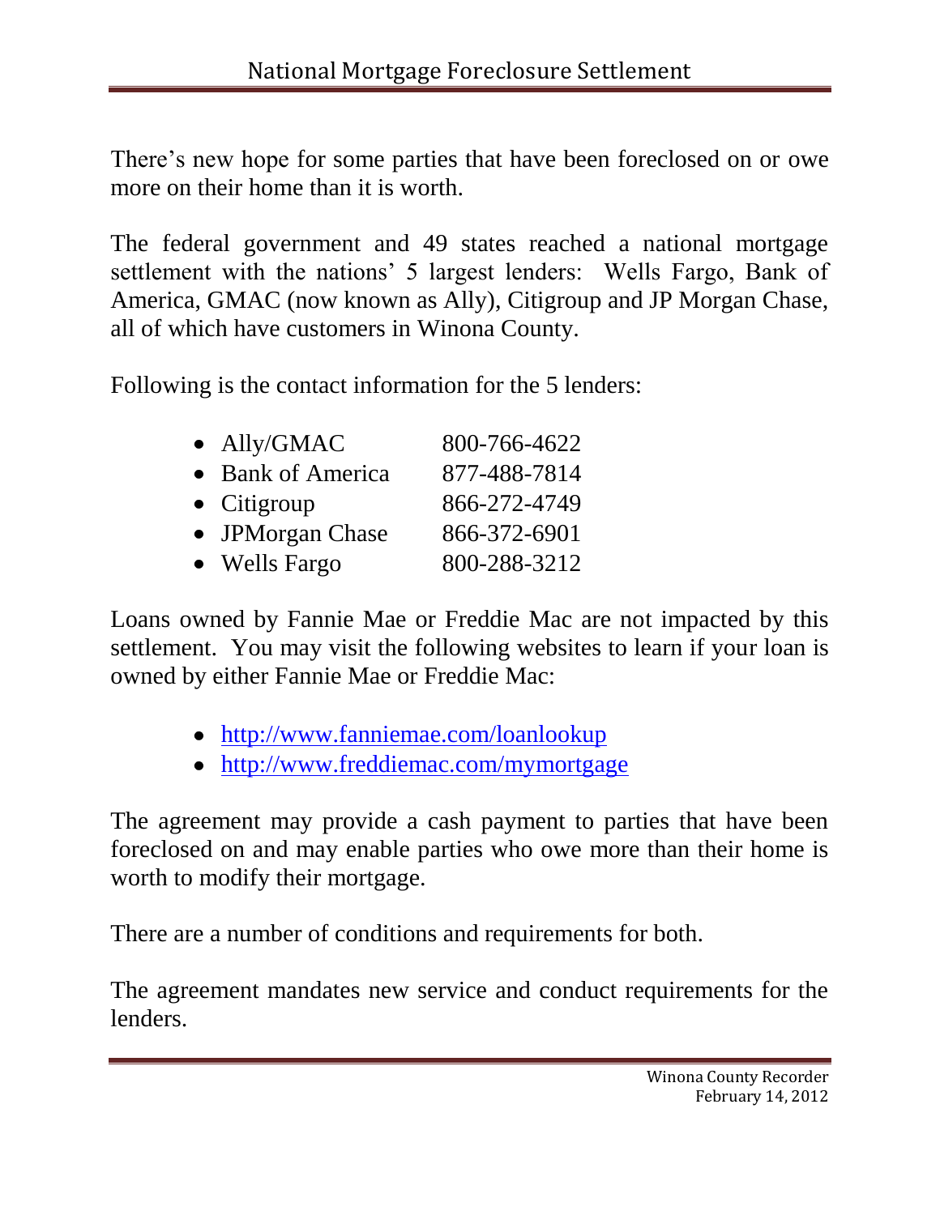# National Mortgage Foreclosure Settlement

There's new hope for some parties that have been foreclosed on or owe more on their home than it is worth.

The federal government and 49 states reached a national mortgage settlement with the nations' 5 largest lenders: Wells Fargo, Bank of America, GMAC (now known as Ally), Citigroup and JP Morgan Chase, all of which have customers in Winona County.

Following is the contact information for the 5 lenders:

- Ally/GMAC 800-766-4622
- Bank of America 877-488-7814
- Citigroup 866-272-4749
- JPMorgan Chase 866-372-6901
- Wells Fargo 800-288-3212

Loans owned by Fannie Mae or Freddie Mac are not impacted by this settlement. You may visit the following websites to learn if your loan is owned by either Fannie Mae or Freddie Mac:

- http://www.fanniemae.com/loanlookup
- http://www.freddiemac.com/mymortgage

The agreement may provide a cash payment to parties that have been foreclosed on and may enable parties who owe more than their home is worth to modify their mortgage.

There are a number of conditions and requirements for both.

The agreement mandates new service and conduct requirements for the lenders.

Winona County Recorder
February 14, 2012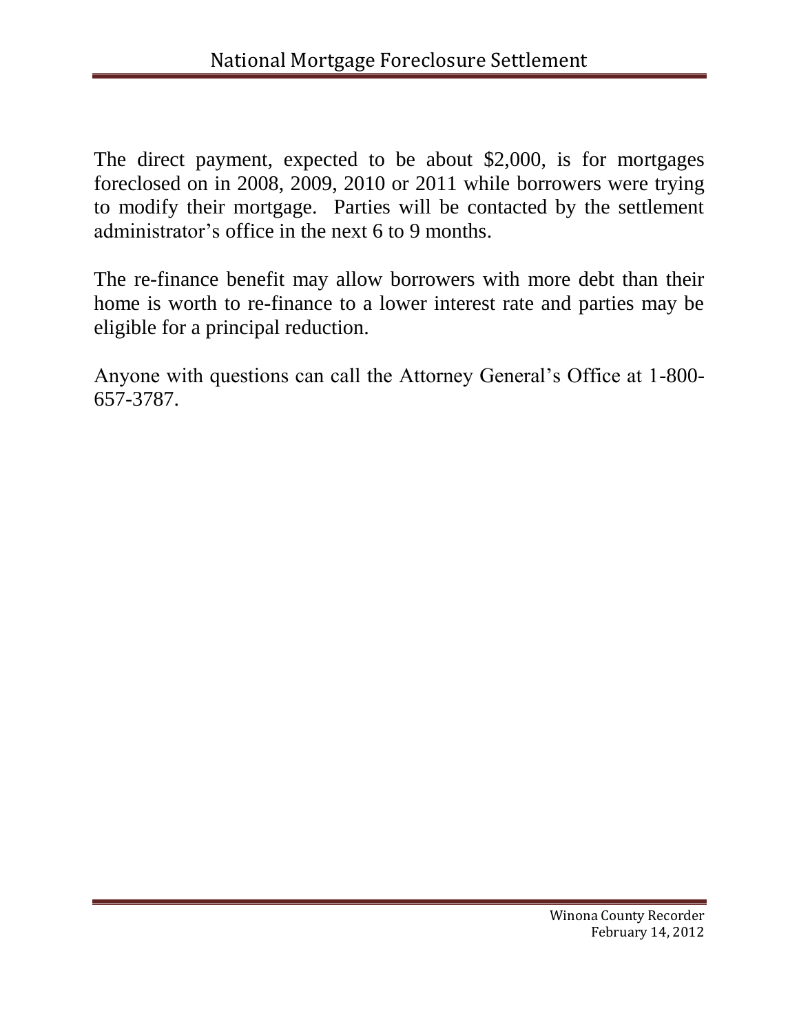The direct payment, expected to be about $2,000, is for mortgages foreclosed on in 2008, 2009, 2010 or 2011 while borrowers were trying to modify their mortgage. Parties will be contacted by the settlement administrator's office in the next 6 to 9 months.

The re-finance benefit may allow borrowers with more debt than their home is worth to re-finance to a lower interest rate and parties may be eligible for a principal reduction.

Anyone with questions can call the Attorney General's Office at 1-800-657-3787.